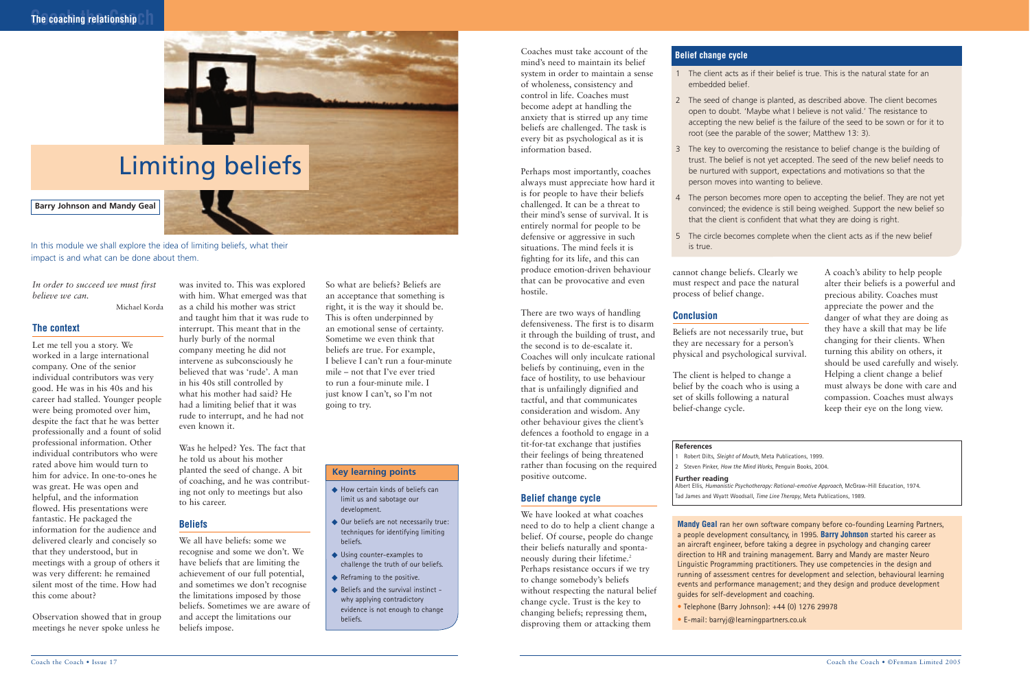# Limiting beliefs

**Barry Johnson and Mandy Geal**

In this module we shall explore the idea of limiting beliefs, what their impact is and what can be done about them.

*In order to succeed we must first believe we can.*

Michael Korda

## The context

Let me tell you a story. We worked in a large international company. One of the senior individual contributors was very good. He was in his 40s and his career had stalled. Younger people were being promoted over him, despite the fact that he was better professionally and a fount of solid professional information. Other individual contributors who were rated above him would turn to him for advice. In one-to-ones he was great. He was open and helpful, and the information flowed. His presentations were fantastic. He packaged the information for the audience and delivered clearly and concisely so that they understood, but in meetings with a group of others it was very different: he remained silent most of the time. How had this come about?

Observation showed that in group meetings he never spoke unless he was invited to. This was explored with him. What emerged was that as a child his mother was strict and taught him that it was rude to interrupt. This meant that in the hurly burly of the normal company meeting he did not intervene as subconsciously he believed that was 'rude'. A man in his 40s still controlled by what his mother had said? He had a limiting belief that it was rude to interrupt, and he had not even known it.

Was he helped? Yes. The fact that he told us about his mother planted the seed of change. A bit of coaching, and he was contributing not only to meetings but also to his career.

## Beliefs

We all have beliefs: some we recognise and some we don't. We have beliefs that are limiting the achievement of our full potential, and sometimes we don't recognise the limitations imposed by those beliefs. Sometimes we are aware of and accept the limitations our beliefs impose.

So what are beliefs? Beliefs are an acceptance that something is right, it is the way it should be. This is often underpinned by an emotional sense of certainty. Sometime we even think that beliefs are true. For example, I believe I can't run a four-minute mile – not that I've ever tried to run a four-minute mile. I just know I can't, so I'm not going to try.

### Key learning points

- How certain kinds of beliefs can limit us and sabotage our development.
- Our beliefs are not necessarily true: techniques for identifying limiting beliefs.
- Using counter-examples to challenge the truth of our beliefs.
- Reframing to the positive.
- Beliefs and the survival instinct – why applying contradictory evidence is not enough to change beliefs.

Coaches must take account of the mind's need to maintain its belief system in order to maintain a sense of wholeness, consistency and control in life. Coaches must become adept at handling the anxiety that is stirred up any time beliefs are challenged. The task is every bit as psychological as it is information based.

Perhaps most importantly, coaches always must appreciate how hard it is for people to have their beliefs challenged. It can be a threat to their mind's sense of survival. It is entirely normal for people to be defensive or aggressive in such situations. The mind feels it is fighting for its life, and this can produce emotion-driven behaviour that can be provocative and even hostile.

There are two ways of handling defensiveness. The first is to disarm it through the building of trust, and the second is to de-escalate it. Coaches will only inculcate rational beliefs by continuing, even in the face of hostility, to use behaviour that is unfailingly dignified and tactful, and that communicates consideration and wisdom. Any other behaviour gives the client's defences a foothold to engage in a tit-for-tat exchange that justifies their feelings of being threatened rather than focusing on the required positive outcome.

## Belief change cycle

We have looked at what coaches need to do to help a client change a belief. Of course, people do change their beliefs naturally and spontaneously during their lifetime.[2] Perhaps resistance occurs if we try to change somebody's beliefs without respecting the natural belief change cycle. Trust is the key to changing beliefs; repressing them, disproving them or attacking them cannot change beliefs. Clearly we must respect and pace the natural process of belief change.

### Belief change cycle

1. The client acts as if their belief is true. This is the natural state for an embedded belief.
2. The seed of change is planted, as described above. The client becomes open to doubt. 'Maybe what I believe is not valid.' The resistance to accepting the new belief is the failure of the seed to be sown or for it to root (see the parable of the sower; Matthew 13: 3).
3. The key to overcoming the resistance to belief change is the building of trust. The belief is not yet accepted. The seed of the new belief needs to be nurtured with support, expectations and motivations so that the person moves into wanting to believe.
4. The person becomes more open to accepting the belief. They are not yet convinced; the evidence is still being weighed. Support the new belief so that the client is confident that what they are doing is right.
5. The circle becomes complete when the client acts as if the new belief is true.

## Conclusion

Beliefs are not necessarily true, but they are necessary for a person's physical and psychological survival.

The client is helped to change a belief by the coach who is using a set of skills following a natural belief-change cycle.

A coach's ability to help people alter their beliefs is a powerful and precious ability. Coaches must appreciate the power and the danger of what they are doing as they have a skill that may be life changing for their clients. When turning this ability on others, it should be used carefully and wisely. Helping a client change a belief must always be done with care and compassion. Coaches must always keep their eye on the long view.

### References

1. Robert Dilts, *Sleight of Mouth*, Meta Publications, 1999.
2. Steven Pinker, *How the Mind Works*, Penguin Books, 2004.

**Further reading**

Albert Ellis, *Humanistic Psychotherapy: Rational–emotive Approach*, McGraw-Hill Education, 1974.

Tad James and Wyatt Woodsall, *Time Line Therapy*, Meta Publications, 1989.

**Mandy Geal** ran her own software company before co-founding Learning Partners, a people development consultancy, in 1995. **Barry Johnson** started his career as an aircraft engineer, before taking a degree in psychology and changing career direction to HR and training management. Barry and Mandy are master Neuro Linguistic Programming practitioners. They use competencies in the design and running of assessment centres for development and selection, behavioural learning events and performance management; and they design and produce development guides for self-development and coaching.

- Telephone (Barry Johnson): +44 (0) 1276 29978
- E-mail: barryj@learningpartners.co.uk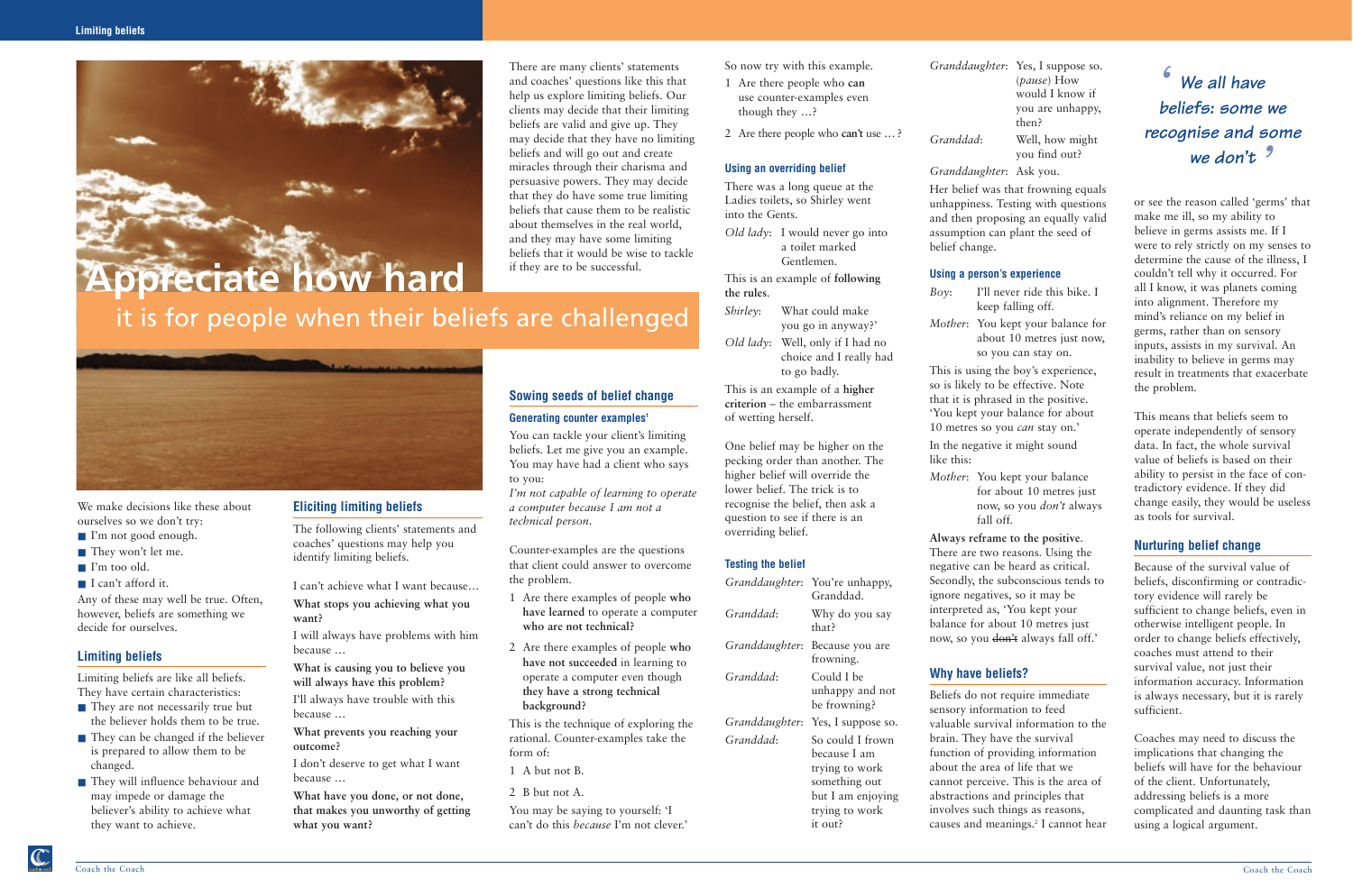# Appreciate how hard

## it is for people when their beliefs are challenged

We make decisions like these about ourselves so we don't try:

- I'm not good enough.
- They won't let me.
- I'm too old.
- I can't afford it.

Any of these may well be true. Often, however, beliefs are something we decide for ourselves.

## Limiting beliefs

Limiting beliefs are like all beliefs. They have certain characteristics:

- They are not necessarily true but the believer holds them to be true.
- They can be changed if the believer is prepared to allow them to be changed.
- They will influence behaviour and may impede or damage the believer's ability to achieve what they want to achieve.

## Eliciting limiting beliefs

The following clients' statements and coaches' questions may help you identify limiting beliefs.

I can't achieve what I want because…

**What stops you achieving what you want?**

I will always have problems with him because …

**What is causing you to believe you will always have this problem?**

I'll always have trouble with this because …

**What prevents you reaching your outcome?**

I don't deserve to get what I want because …

**What have you done, or not done, that makes you unworthy of getting what you want?**

There are many clients' statements and coaches' questions like this that help us explore limiting beliefs. Our clients may decide that their limiting beliefs are valid and give up. They may decide that they have no limiting beliefs and will go out and create miracles through their charisma and persuasive powers. They may decide that they do have some true limiting beliefs that cause them to be realistic about themselves in the real world, and they may have some limiting beliefs that it would be wise to tackle if they are to be successful.

## Sowing seeds of belief change

### Generating counter examples[1]

You can tackle your client's limiting beliefs. Let me give you an example. You may have had a client who says to you:

*I'm not capable of learning to operate a computer because I am not a technical person.*

Counter-examples are the questions that client could answer to overcome the problem.

1. Are there examples of people **who have learned** to operate a computer **who are not technical?**
2. Are there examples of people **who have not succeeded** in learning to operate a computer even though **they have a strong technical background?**

This is the technique of exploring the rational. Counter-examples take the form of:

1. A but not B.
2. B but not A.

You may be saying to yourself: 'I can't do this *because* I'm not clever.'

So now try with this example.

1. Are there people who **can** use counter-examples even though they …?
2. Are there people who **can't** use … ?

### Using an overriding belief

There was a long queue at the Ladies toilets, so Shirley went into the Gents.

*Old lady*: I would never go into a toilet marked Gentlemen.

This is an example of **following the rules**.

*Shirley*: What could make you go in anyway?'

*Old lady*: Well, only if I had no choice and I really had to go badly.

This is an example of a **higher criterion** – the embarrassment of wetting herself.

One belief may be higher on the pecking order than another. The higher belief will override the lower belief. The trick is to recognise the belief, then ask a question to see if there is an overriding belief.

### Testing the belief

*Granddaughter*: You're unhappy, Granddad.

*Granddad*: Why do you say that?

*Granddaughter*: Because you are frowning.

*Granddad*: Could I be unhappy and not be frowning?

*Granddaughter*: Yes, I suppose so.

*Granddad*: So could I frown because I am trying to work something out but I am enjoying trying to work it out?

*Granddaughter*: Yes, I suppose so. (*pause*) How would I know if you are unhappy, then?

*Granddad*: Well, how might you find out?

*Granddaughter*: Ask you.

Her belief was that frowning equals unhappiness. Testing with questions and then proposing an equally valid assumption can plant the seed of belief change.

### Using a person's experience

*Boy*: I'll never ride this bike. I keep falling off.

*Mother*: You kept your balance for about 10 metres just now, so you can stay on.

This is using the boy's experience, so is likely to be effective. Note that it is phrased in the positive. 'You kept your balance for about 10 metres so you *can* stay on.'

In the negative it might sound like this:

*Mother*: You kept your balance for about 10 metres just now, so you *don't* always fall off.

**Always reframe to the positive**. There are two reasons. Using the negative can be heard as critical. Secondly, the subconscious tends to ignore negatives, so it may be interpreted as, 'You kept your balance for about 10 metres just now, so you ~~don't~~ always fall off.'

## Why have beliefs?

Beliefs do not require immediate sensory information to feed valuable survival information to the brain. They have the survival function of providing information about the area of life that we cannot perceive. This is the area of abstractions and principles that involves such things as reasons, causes and meanings.[2] I cannot hear or see the reason called 'germs' that make me ill, so my ability to believe in germs assists me. If I were to rely strictly on my senses to determine the cause of the illness, I couldn't tell why it occurred. For all I know, it was planets coming into alignment. Therefore my mind's reliance on my belief in germs, rather than on sensory inputs, assists in my survival. An inability to believe in germs may result in treatments that exacerbate the problem.

> ' We all have beliefs: some we recognise and some we don't '

This means that beliefs seem to operate independently of sensory data. In fact, the whole survival value of beliefs is based on their ability to persist in the face of contradictory evidence. If they did change easily, they would be useless as tools for survival.

## Nurturing belief change

Because of the survival value of beliefs, disconfirming or contradictory evidence will rarely be sufficient to change beliefs, even in otherwise intelligent people. In order to change beliefs effectively, coaches must attend to their survival value, not just their information accuracy. Information is always necessary, but it is rarely sufficient.

Coaches may need to discuss the implications that changing the beliefs will have for the behaviour of the client. Unfortunately, addressing beliefs is a more complicated and daunting task than using a logical argument.